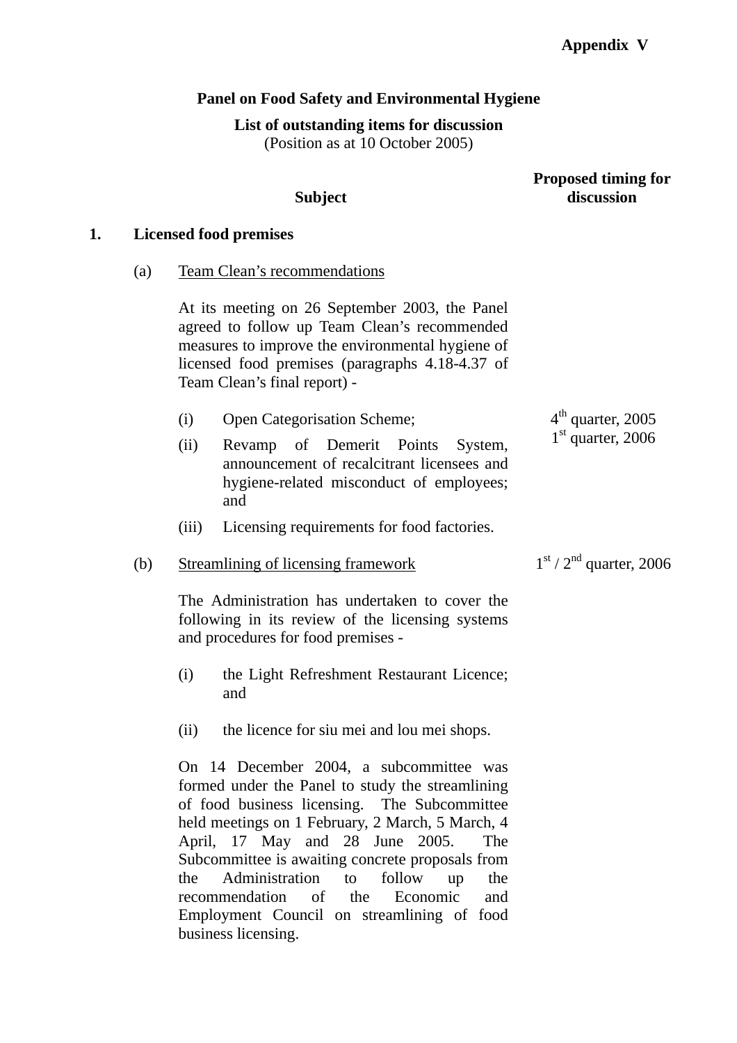**Appendix V**

**Panel on Food Safety and Environmental Hygiene**

**List of outstanding items for discussion**
(Position as at 10 October 2005)

| | **Subject** | **Proposed timing for discussion** |
|---|---|---|
| **1.** | **Licensed food premises** | |
| | (a) Team Clean's recommendations | |
| | At its meeting on 26 September 2003, the Panel agreed to follow up Team Clean's recommended measures to improve the environmental hygiene of licensed food premises (paragraphs 4.18-4.37 of Team Clean's final report) - | |
| | (i) Open Categorisation Scheme; | 4th quarter, 2005 |
| | (ii) Revamp of Demerit Points System, announcement of recalcitrant licensees and hygiene-related misconduct of employees; and | 1st quarter, 2006 |
| | (iii) Licensing requirements for food factories. | |
| | (b) Streamlining of licensing framework | 1st / 2nd quarter, 2006 |
| | The Administration has undertaken to cover the following in its review of the licensing systems and procedures for food premises - | |
| | (i) the Light Refreshment Restaurant Licence; and | |
| | (ii) the licence for siu mei and lou mei shops. | |
| | On 14 December 2004, a subcommittee was formed under the Panel to study the streamlining of food business licensing. The Subcommittee held meetings on 1 February, 2 March, 5 March, 4 April, 17 May and 28 June 2005. The Subcommittee is awaiting concrete proposals from the Administration to follow up the recommendation of the Economic and Employment Council on streamlining of food business licensing. | |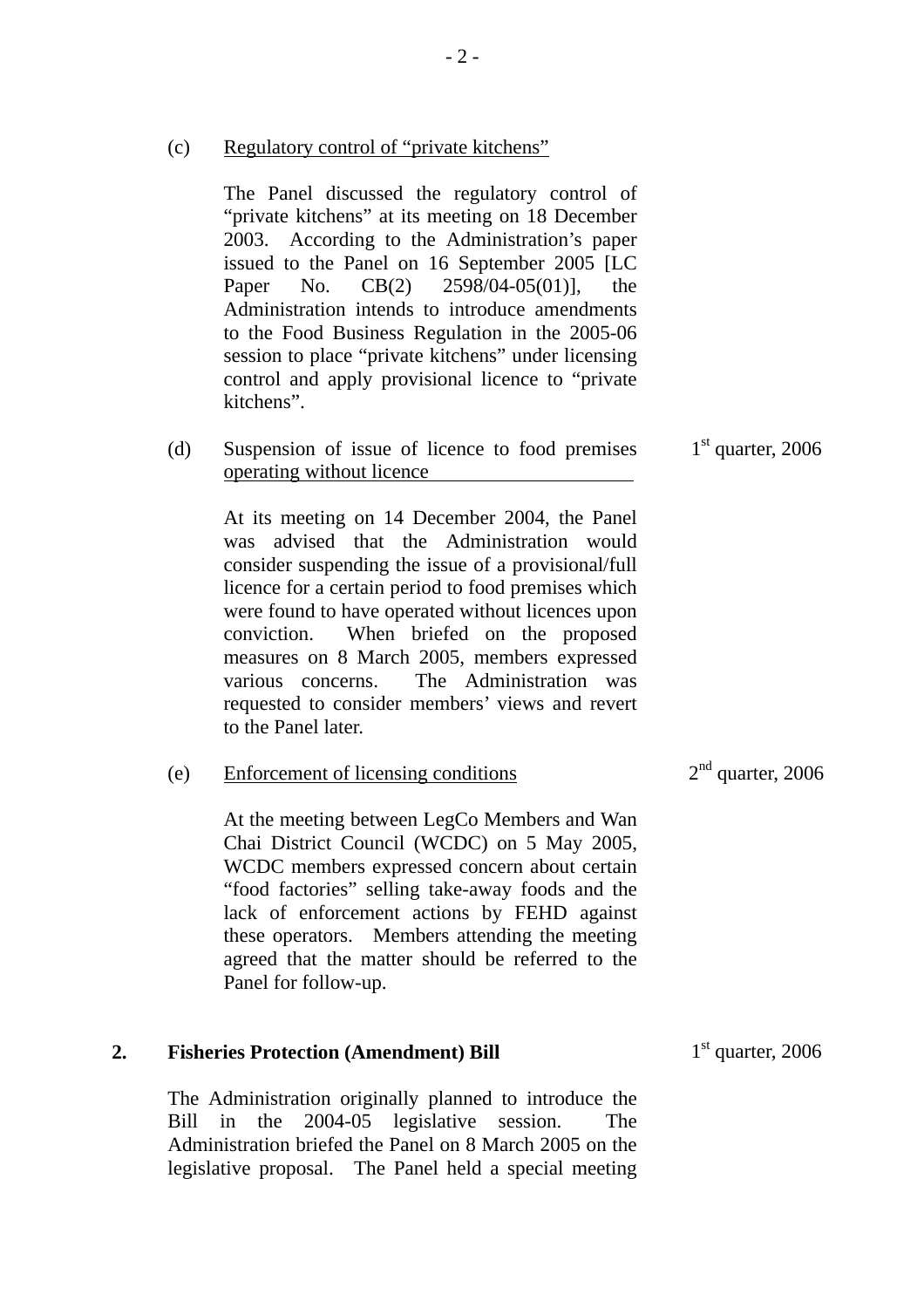(c) <u>Regulatory control of "private kitchens"</u>

The Panel discussed the regulatory control of "private kitchens" at its meeting on 18 December 2003. According to the Administration's paper issued to the Panel on 16 September 2005 [LC Paper No. CB(2) 2598/04-05(01)], the Administration intends to introduce amendments to the Food Business Regulation in the 2005-06 session to place "private kitchens" under licensing control and apply provisional licence to "private kitchens".

(d) <u>Suspension of issue of licence to food premises operating without licence</u> — 1st quarter, 2006

At its meeting on 14 December 2004, the Panel was advised that the Administration would consider suspending the issue of a provisional/full licence for a certain period to food premises which were found to have operated without licences upon conviction. When briefed on the proposed measures on 8 March 2005, members expressed various concerns. The Administration was requested to consider members' views and revert to the Panel later.

(e) <u>Enforcement of licensing conditions</u> — 2nd quarter, 2006

At the meeting between LegCo Members and Wan Chai District Council (WCDC) on 5 May 2005, WCDC members expressed concern about certain "food factories" selling take-away foods and the lack of enforcement actions by FEHD against these operators. Members attending the meeting agreed that the matter should be referred to the Panel for follow-up.

**2. Fisheries Protection (Amendment) Bill** — 1st quarter, 2006

The Administration originally planned to introduce the Bill in the 2004-05 legislative session. The Administration briefed the Panel on 8 March 2005 on the legislative proposal. The Panel held a special meeting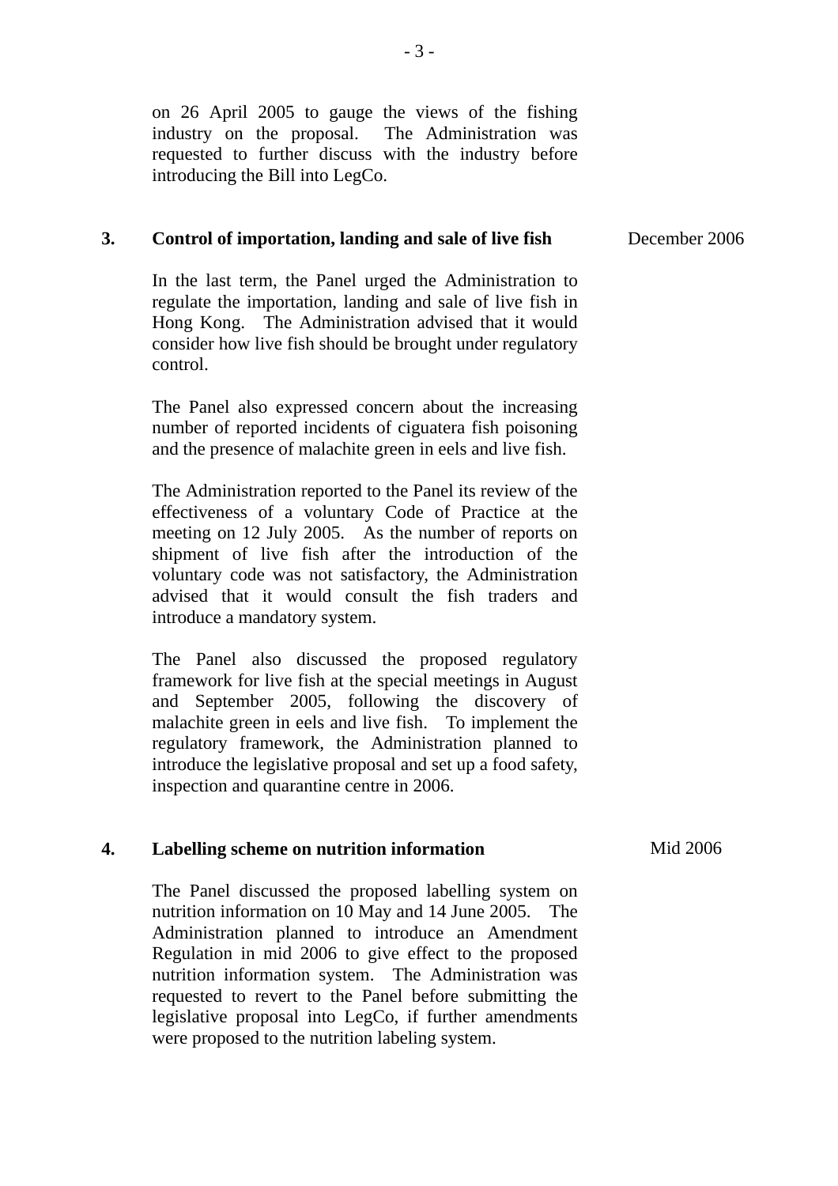on 26 April 2005 to gauge the views of the fishing industry on the proposal. The Administration was requested to further discuss with the industry before introducing the Bill into LegCo.

| | | |
|---|---|---|
| **3.** | **Control of importation, landing and sale of live fish** | December 2006 |

In the last term, the Panel urged the Administration to regulate the importation, landing and sale of live fish in Hong Kong. The Administration advised that it would consider how live fish should be brought under regulatory control.

The Panel also expressed concern about the increasing number of reported incidents of ciguatera fish poisoning and the presence of malachite green in eels and live fish.

The Administration reported to the Panel its review of the effectiveness of a voluntary Code of Practice at the meeting on 12 July 2005. As the number of reports on shipment of live fish after the introduction of the voluntary code was not satisfactory, the Administration advised that it would consult the fish traders and introduce a mandatory system.

The Panel also discussed the proposed regulatory framework for live fish at the special meetings in August and September 2005, following the discovery of malachite green in eels and live fish. To implement the regulatory framework, the Administration planned to introduce the legislative proposal and set up a food safety, inspection and quarantine centre in 2006.

| | | |
|---|---|---|
| **4.** | **Labelling scheme on nutrition information** | Mid 2006 |

The Panel discussed the proposed labelling system on nutrition information on 10 May and 14 June 2005. The Administration planned to introduce an Amendment Regulation in mid 2006 to give effect to the proposed nutrition information system. The Administration was requested to revert to the Panel before submitting the legislative proposal into LegCo, if further amendments were proposed to the nutrition labeling system.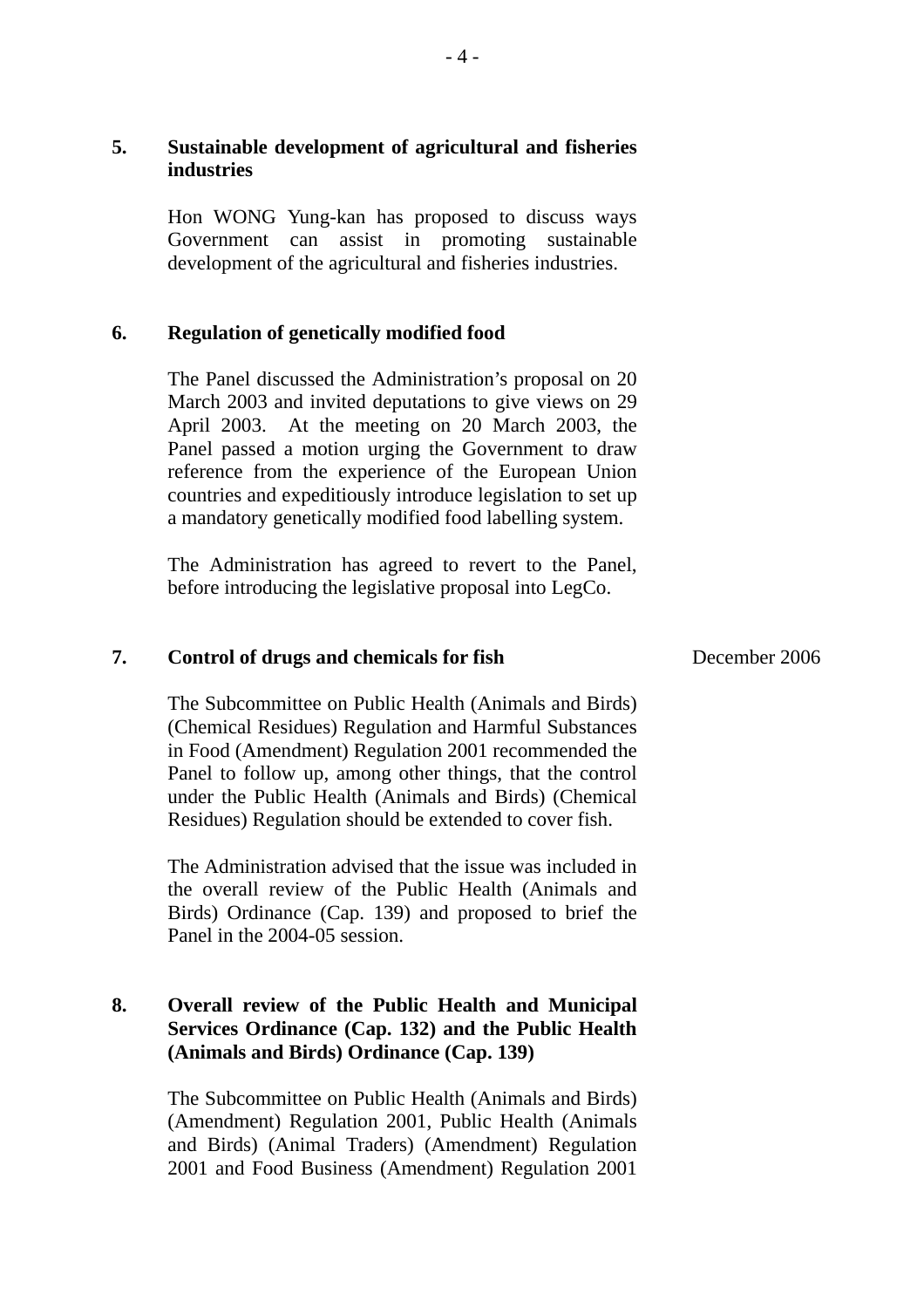**5. Sustainable development of agricultural and fisheries industries**

Hon WONG Yung-kan has proposed to discuss ways Government can assist in promoting sustainable development of the agricultural and fisheries industries.

**6. Regulation of genetically modified food**

The Panel discussed the Administration's proposal on 20 March 2003 and invited deputations to give views on 29 April 2003. At the meeting on 20 March 2003, the Panel passed a motion urging the Government to draw reference from the experience of the European Union countries and expeditiously introduce legislation to set up a mandatory genetically modified food labelling system.

The Administration has agreed to revert to the Panel, before introducing the legislative proposal into LegCo.

**7. Control of drugs and chemicals for fish** — December 2006

The Subcommittee on Public Health (Animals and Birds) (Chemical Residues) Regulation and Harmful Substances in Food (Amendment) Regulation 2001 recommended the Panel to follow up, among other things, that the control under the Public Health (Animals and Birds) (Chemical Residues) Regulation should be extended to cover fish.

The Administration advised that the issue was included in the overall review of the Public Health (Animals and Birds) Ordinance (Cap. 139) and proposed to brief the Panel in the 2004-05 session.

**8. Overall review of the Public Health and Municipal Services Ordinance (Cap. 132) and the Public Health (Animals and Birds) Ordinance (Cap. 139)**

The Subcommittee on Public Health (Animals and Birds) (Amendment) Regulation 2001, Public Health (Animals and Birds) (Animal Traders) (Amendment) Regulation 2001 and Food Business (Amendment) Regulation 2001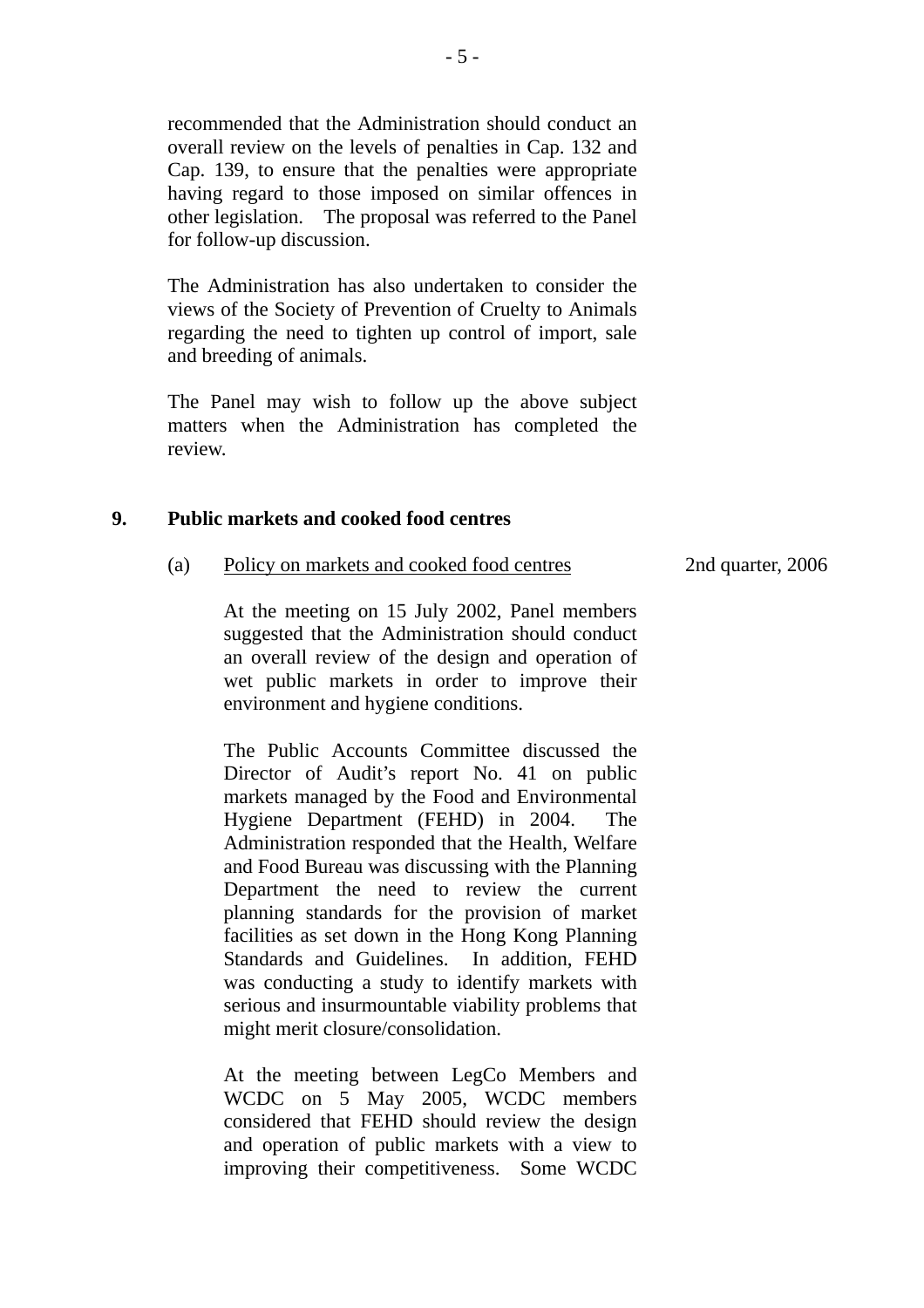recommended that the Administration should conduct an overall review on the levels of penalties in Cap. 132 and Cap. 139, to ensure that the penalties were appropriate having regard to those imposed on similar offences in other legislation. The proposal was referred to the Panel for follow-up discussion.

The Administration has also undertaken to consider the views of the Society of Prevention of Cruelty to Animals regarding the need to tighten up control of import, sale and breeding of animals.

The Panel may wish to follow up the above subject matters when the Administration has completed the review.

**9. Public markets and cooked food centres**

(a) Policy on markets and cooked food centres — 2nd quarter, 2006

At the meeting on 15 July 2002, Panel members suggested that the Administration should conduct an overall review of the design and operation of wet public markets in order to improve their environment and hygiene conditions.

The Public Accounts Committee discussed the Director of Audit's report No. 41 on public markets managed by the Food and Environmental Hygiene Department (FEHD) in 2004. The Administration responded that the Health, Welfare and Food Bureau was discussing with the Planning Department the need to review the current planning standards for the provision of market facilities as set down in the Hong Kong Planning Standards and Guidelines. In addition, FEHD was conducting a study to identify markets with serious and insurmountable viability problems that might merit closure/consolidation.

At the meeting between LegCo Members and WCDC on 5 May 2005, WCDC members considered that FEHD should review the design and operation of public markets with a view to improving their competitiveness. Some WCDC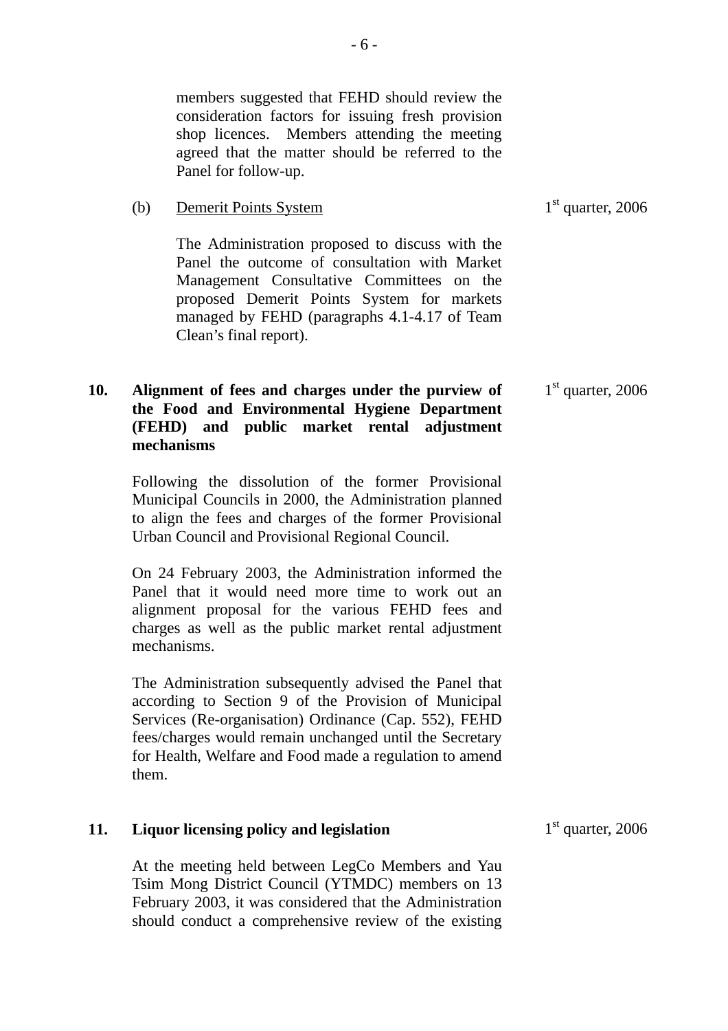members suggested that FEHD should review the consideration factors for issuing fresh provision shop licences. Members attending the meeting agreed that the matter should be referred to the Panel for follow-up.

(b) Demerit Points System — 1st quarter, 2006

The Administration proposed to discuss with the Panel the outcome of consultation with Market Management Consultative Committees on the proposed Demerit Points System for markets managed by FEHD (paragraphs 4.1-4.17 of Team Clean's final report).

**10. Alignment of fees and charges under the purview of the Food and Environmental Hygiene Department (FEHD) and public market rental adjustment mechanisms** — 1st quarter, 2006

Following the dissolution of the former Provisional Municipal Councils in 2000, the Administration planned to align the fees and charges of the former Provisional Urban Council and Provisional Regional Council.

On 24 February 2003, the Administration informed the Panel that it would need more time to work out an alignment proposal for the various FEHD fees and charges as well as the public market rental adjustment mechanisms.

The Administration subsequently advised the Panel that according to Section 9 of the Provision of Municipal Services (Re-organisation) Ordinance (Cap. 552), FEHD fees/charges would remain unchanged until the Secretary for Health, Welfare and Food made a regulation to amend them.

**11. Liquor licensing policy and legislation** — 1st quarter, 2006

At the meeting held between LegCo Members and Yau Tsim Mong District Council (YTMDC) members on 13 February 2003, it was considered that the Administration should conduct a comprehensive review of the existing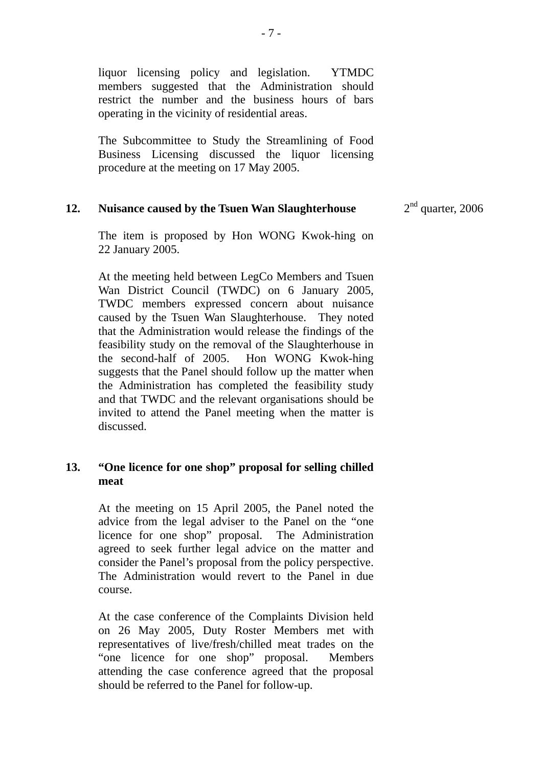liquor licensing policy and legislation. YTMDC members suggested that the Administration should restrict the number and the business hours of bars operating in the vicinity of residential areas.

The Subcommittee to Study the Streamlining of Food Business Licensing discussed the liquor licensing procedure at the meeting on 17 May 2005.

**12. Nuisance caused by the Tsuen Wan Slaughterhouse** — 2nd quarter, 2006

The item is proposed by Hon WONG Kwok-hing on 22 January 2005.

At the meeting held between LegCo Members and Tsuen Wan District Council (TWDC) on 6 January 2005, TWDC members expressed concern about nuisance caused by the Tsuen Wan Slaughterhouse. They noted that the Administration would release the findings of the feasibility study on the removal of the Slaughterhouse in the second-half of 2005. Hon WONG Kwok-hing suggests that the Panel should follow up the matter when the Administration has completed the feasibility study and that TWDC and the relevant organisations should be invited to attend the Panel meeting when the matter is discussed.

**13. "One licence for one shop" proposal for selling chilled meat**

At the meeting on 15 April 2005, the Panel noted the advice from the legal adviser to the Panel on the "one licence for one shop" proposal. The Administration agreed to seek further legal advice on the matter and consider the Panel's proposal from the policy perspective. The Administration would revert to the Panel in due course.

At the case conference of the Complaints Division held on 26 May 2005, Duty Roster Members met with representatives of live/fresh/chilled meat trades on the "one licence for one shop" proposal. Members attending the case conference agreed that the proposal should be referred to the Panel for follow-up.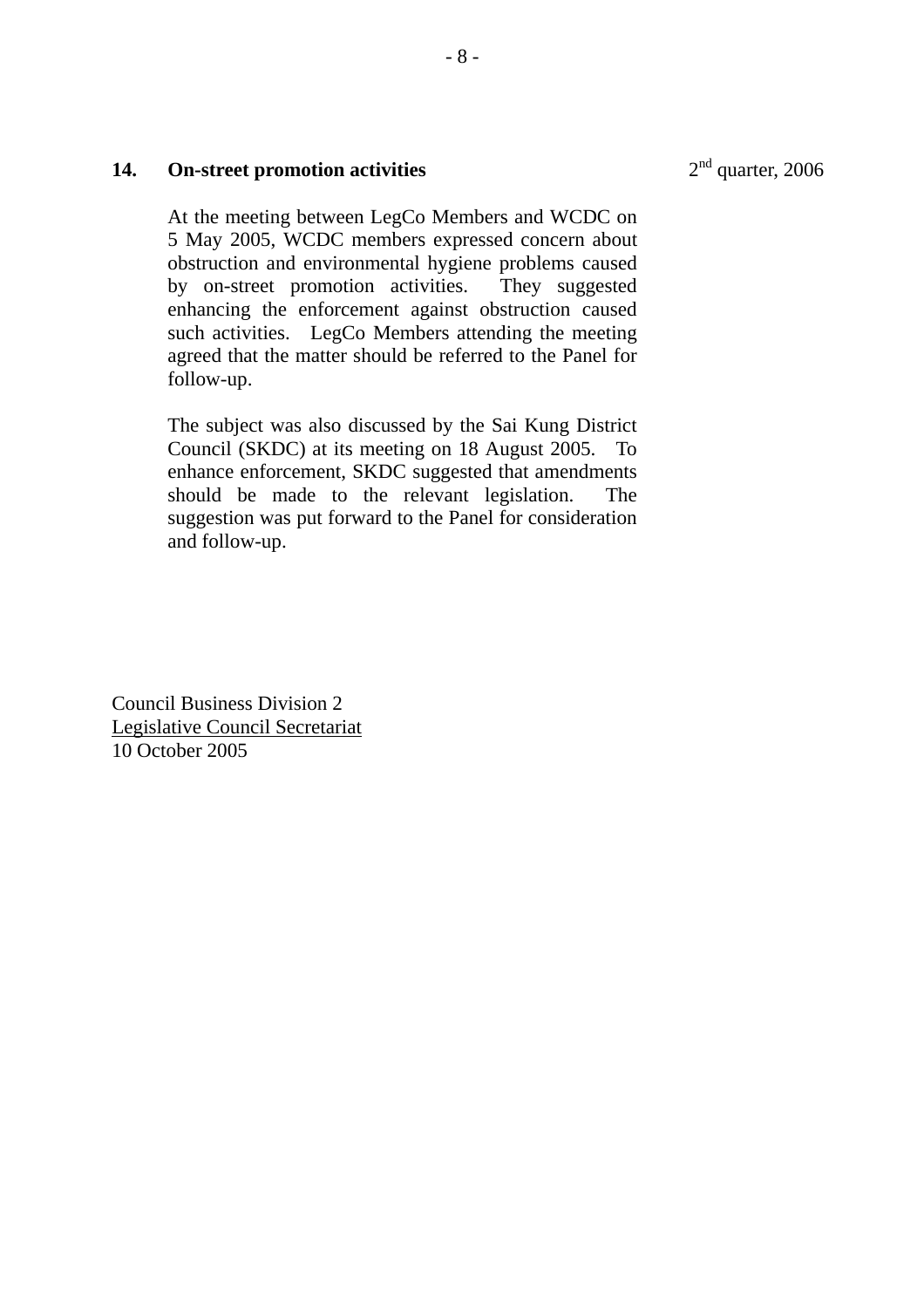**14. On-street promotion activities** 2nd quarter, 2006

At the meeting between LegCo Members and WCDC on 5 May 2005, WCDC members expressed concern about obstruction and environmental hygiene problems caused by on-street promotion activities. They suggested enhancing the enforcement against obstruction caused such activities. LegCo Members attending the meeting agreed that the matter should be referred to the Panel for follow-up.

The subject was also discussed by the Sai Kung District Council (SKDC) at its meeting on 18 August 2005. To enhance enforcement, SKDC suggested that amendments should be made to the relevant legislation. The suggestion was put forward to the Panel for consideration and follow-up.

Council Business Division 2
Legislative Council Secretariat
10 October 2005